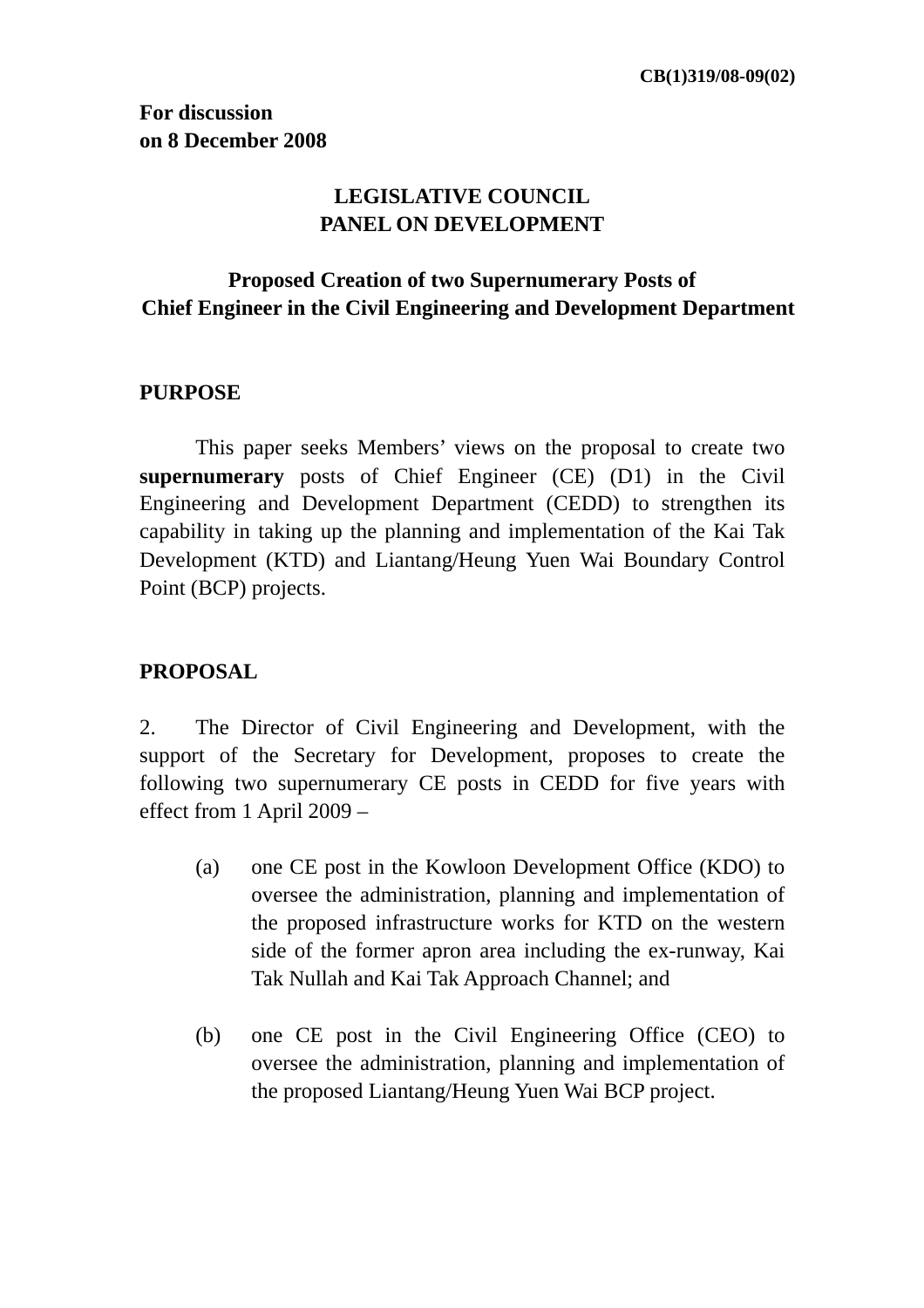CB(1)319/08-09(02)

**For discussion**
**on 8 December 2008**

# LEGISLATIVE COUNCIL
# PANEL ON DEVELOPMENT

## Proposed Creation of two Supernumerary Posts of Chief Engineer in the Civil Engineering and Development Department

### PURPOSE

This paper seeks Members' views on the proposal to create two **supernumerary** posts of Chief Engineer (CE) (D1) in the Civil Engineering and Development Department (CEDD) to strengthen its capability in taking up the planning and implementation of the Kai Tak Development (KTD) and Liantang/Heung Yuen Wai Boundary Control Point (BCP) projects.

### PROPOSAL

2. The Director of Civil Engineering and Development, with the support of the Secretary for Development, proposes to create the following two supernumerary CE posts in CEDD for five years with effect from 1 April 2009 –

(a) one CE post in the Kowloon Development Office (KDO) to oversee the administration, planning and implementation of the proposed infrastructure works for KTD on the western side of the former apron area including the ex-runway, Kai Tak Nullah and Kai Tak Approach Channel; and

(b) one CE post in the Civil Engineering Office (CEO) to oversee the administration, planning and implementation of the proposed Liantang/Heung Yuen Wai BCP project.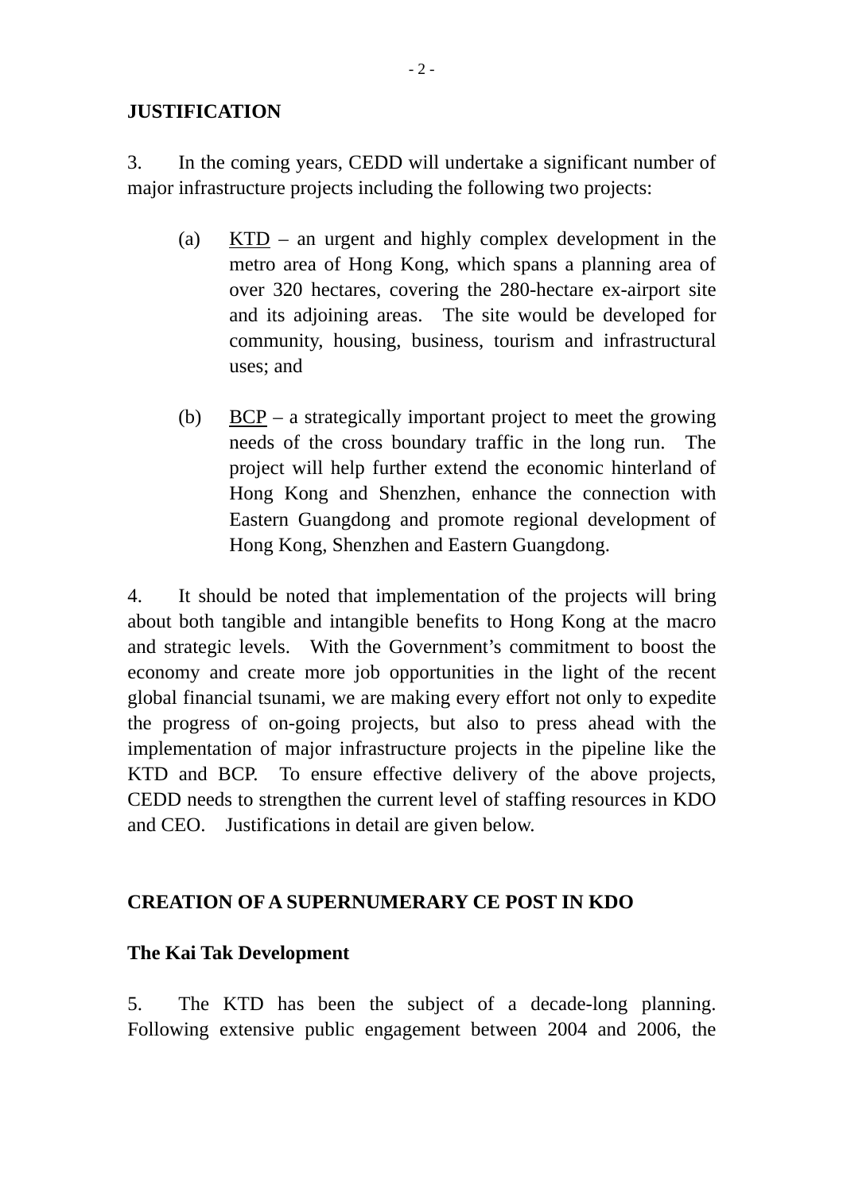**JUSTIFICATION**

3. In the coming years, CEDD will undertake a significant number of major infrastructure projects including the following two projects:

(a) <u>KTD</u> – an urgent and highly complex development in the metro area of Hong Kong, which spans a planning area of over 320 hectares, covering the 280-hectare ex-airport site and its adjoining areas. The site would be developed for community, housing, business, tourism and infrastructural uses; and

(b) <u>BCP</u> – a strategically important project to meet the growing needs of the cross boundary traffic in the long run. The project will help further extend the economic hinterland of Hong Kong and Shenzhen, enhance the connection with Eastern Guangdong and promote regional development of Hong Kong, Shenzhen and Eastern Guangdong.

4. It should be noted that implementation of the projects will bring about both tangible and intangible benefits to Hong Kong at the macro and strategic levels. With the Government's commitment to boost the economy and create more job opportunities in the light of the recent global financial tsunami, we are making every effort not only to expedite the progress of on-going projects, but also to press ahead with the implementation of major infrastructure projects in the pipeline like the KTD and BCP. To ensure effective delivery of the above projects, CEDD needs to strengthen the current level of staffing resources in KDO and CEO. Justifications in detail are given below.

**CREATION OF A SUPERNUMERARY CE POST IN KDO**

**The Kai Tak Development**

5. The KTD has been the subject of a decade-long planning. Following extensive public engagement between 2004 and 2006, the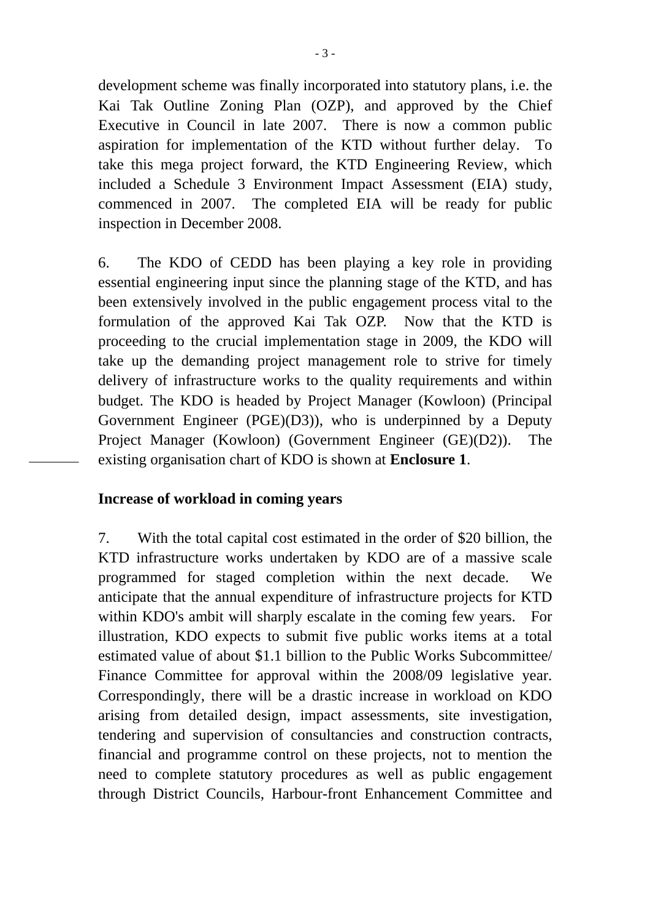development scheme was finally incorporated into statutory plans, i.e. the Kai Tak Outline Zoning Plan (OZP), and approved by the Chief Executive in Council in late 2007. There is now a common public aspiration for implementation of the KTD without further delay. To take this mega project forward, the KTD Engineering Review, which included a Schedule 3 Environment Impact Assessment (EIA) study, commenced in 2007. The completed EIA will be ready for public inspection in December 2008.

6. The KDO of CEDD has been playing a key role in providing essential engineering input since the planning stage of the KTD, and has been extensively involved in the public engagement process vital to the formulation of the approved Kai Tak OZP. Now that the KTD is proceeding to the crucial implementation stage in 2009, the KDO will take up the demanding project management role to strive for timely delivery of infrastructure works to the quality requirements and within budget. The KDO is headed by Project Manager (Kowloon) (Principal Government Engineer (PGE)(D3)), who is underpinned by a Deputy Project Manager (Kowloon) (Government Engineer (GE)(D2)). The existing organisation chart of KDO is shown at **Enclosure 1**.

**Increase of workload in coming years**

7. With the total capital cost estimated in the order of $20 billion, the KTD infrastructure works undertaken by KDO are of a massive scale programmed for staged completion within the next decade. We anticipate that the annual expenditure of infrastructure projects for KTD within KDO's ambit will sharply escalate in the coming few years. For illustration, KDO expects to submit five public works items at a total estimated value of about $1.1 billion to the Public Works Subcommittee/ Finance Committee for approval within the 2008/09 legislative year. Correspondingly, there will be a drastic increase in workload on KDO arising from detailed design, impact assessments, site investigation, tendering and supervision of consultancies and construction contracts, financial and programme control on these projects, not to mention the need to complete statutory procedures as well as public engagement through District Councils, Harbour-front Enhancement Committee and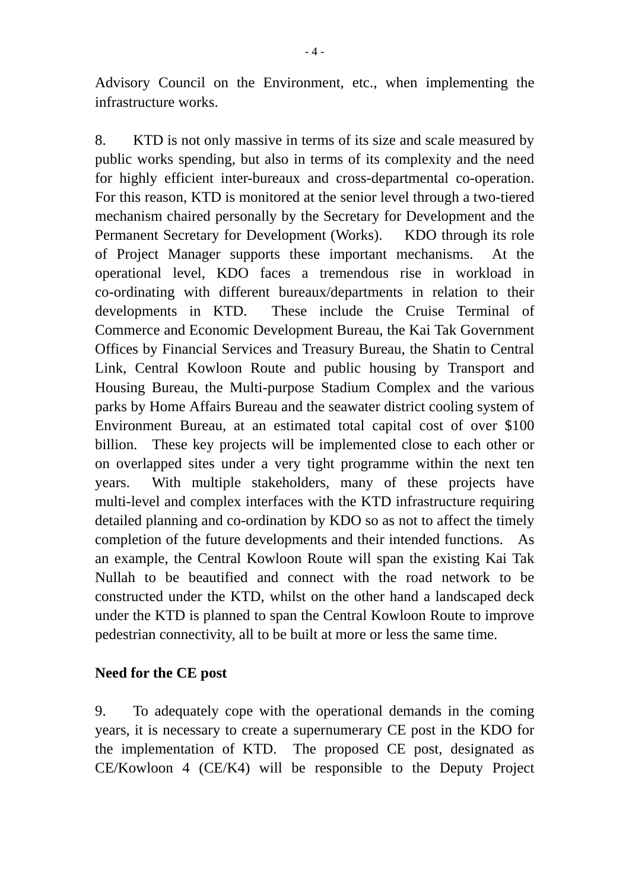Advisory Council on the Environment, etc., when implementing the infrastructure works.

8. KTD is not only massive in terms of its size and scale measured by public works spending, but also in terms of its complexity and the need for highly efficient inter-bureaux and cross-departmental co-operation. For this reason, KTD is monitored at the senior level through a two-tiered mechanism chaired personally by the Secretary for Development and the Permanent Secretary for Development (Works). KDO through its role of Project Manager supports these important mechanisms. At the operational level, KDO faces a tremendous rise in workload in co-ordinating with different bureaux/departments in relation to their developments in KTD. These include the Cruise Terminal of Commerce and Economic Development Bureau, the Kai Tak Government Offices by Financial Services and Treasury Bureau, the Shatin to Central Link, Central Kowloon Route and public housing by Transport and Housing Bureau, the Multi-purpose Stadium Complex and the various parks by Home Affairs Bureau and the seawater district cooling system of Environment Bureau, at an estimated total capital cost of over $100 billion. These key projects will be implemented close to each other or on overlapped sites under a very tight programme within the next ten years. With multiple stakeholders, many of these projects have multi-level and complex interfaces with the KTD infrastructure requiring detailed planning and co-ordination by KDO so as not to affect the timely completion of the future developments and their intended functions. As an example, the Central Kowloon Route will span the existing Kai Tak Nullah to be beautified and connect with the road network to be constructed under the KTD, whilst on the other hand a landscaped deck under the KTD is planned to span the Central Kowloon Route to improve pedestrian connectivity, all to be built at more or less the same time.

**Need for the CE post**

9. To adequately cope with the operational demands in the coming years, it is necessary to create a supernumerary CE post in the KDO for the implementation of KTD. The proposed CE post, designated as CE/Kowloon 4 (CE/K4) will be responsible to the Deputy Project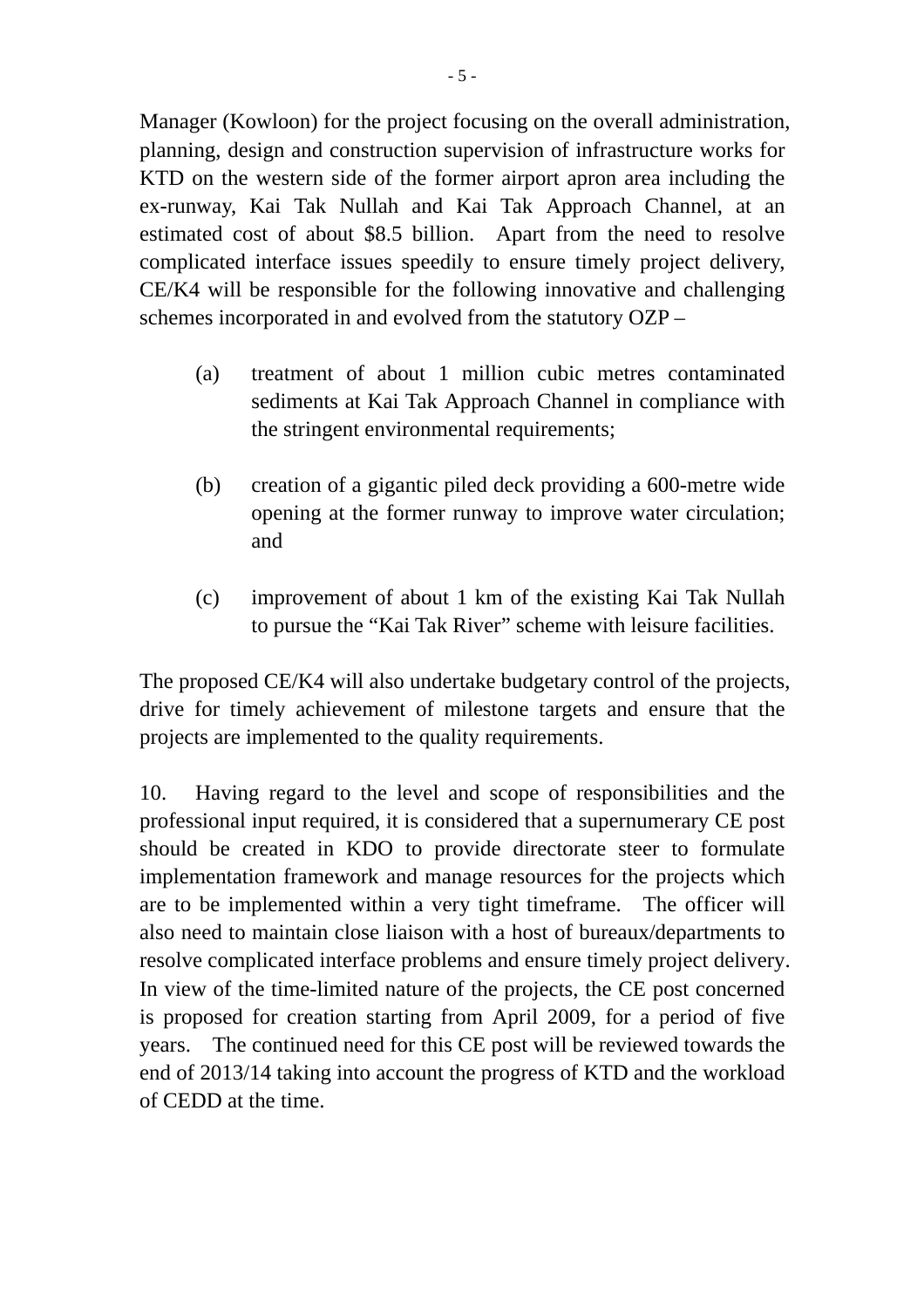Manager (Kowloon) for the project focusing on the overall administration, planning, design and construction supervision of infrastructure works for KTD on the western side of the former airport apron area including the ex-runway, Kai Tak Nullah and Kai Tak Approach Channel, at an estimated cost of about $8.5 billion. Apart from the need to resolve complicated interface issues speedily to ensure timely project delivery, CE/K4 will be responsible for the following innovative and challenging schemes incorporated in and evolved from the statutory OZP –

(a) treatment of about 1 million cubic metres contaminated sediments at Kai Tak Approach Channel in compliance with the stringent environmental requirements;

(b) creation of a gigantic piled deck providing a 600-metre wide opening at the former runway to improve water circulation; and

(c) improvement of about 1 km of the existing Kai Tak Nullah to pursue the "Kai Tak River" scheme with leisure facilities.

The proposed CE/K4 will also undertake budgetary control of the projects, drive for timely achievement of milestone targets and ensure that the projects are implemented to the quality requirements.

10. Having regard to the level and scope of responsibilities and the professional input required, it is considered that a supernumerary CE post should be created in KDO to provide directorate steer to formulate implementation framework and manage resources for the projects which are to be implemented within a very tight timeframe. The officer will also need to maintain close liaison with a host of bureaux/departments to resolve complicated interface problems and ensure timely project delivery. In view of the time-limited nature of the projects, the CE post concerned is proposed for creation starting from April 2009, for a period of five years. The continued need for this CE post will be reviewed towards the end of 2013/14 taking into account the progress of KTD and the workload of CEDD at the time.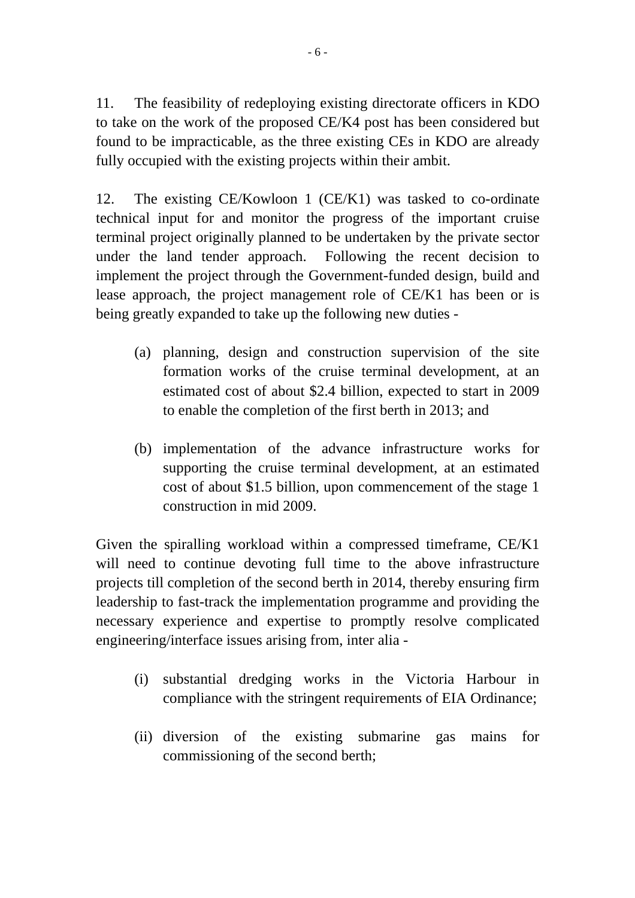11. The feasibility of redeploying existing directorate officers in KDO to take on the work of the proposed CE/K4 post has been considered but found to be impracticable, as the three existing CEs in KDO are already fully occupied with the existing projects within their ambit.

12. The existing CE/Kowloon 1 (CE/K1) was tasked to co-ordinate technical input for and monitor the progress of the important cruise terminal project originally planned to be undertaken by the private sector under the land tender approach. Following the recent decision to implement the project through the Government-funded design, build and lease approach, the project management role of CE/K1 has been or is being greatly expanded to take up the following new duties -

(a) planning, design and construction supervision of the site formation works of the cruise terminal development, at an estimated cost of about $2.4 billion, expected to start in 2009 to enable the completion of the first berth in 2013; and

(b) implementation of the advance infrastructure works for supporting the cruise terminal development, at an estimated cost of about $1.5 billion, upon commencement of the stage 1 construction in mid 2009.

Given the spiralling workload within a compressed timeframe, CE/K1 will need to continue devoting full time to the above infrastructure projects till completion of the second berth in 2014, thereby ensuring firm leadership to fast-track the implementation programme and providing the necessary experience and expertise to promptly resolve complicated engineering/interface issues arising from, inter alia -

(i) substantial dredging works in the Victoria Harbour in compliance with the stringent requirements of EIA Ordinance;

(ii) diversion of the existing submarine gas mains for commissioning of the second berth;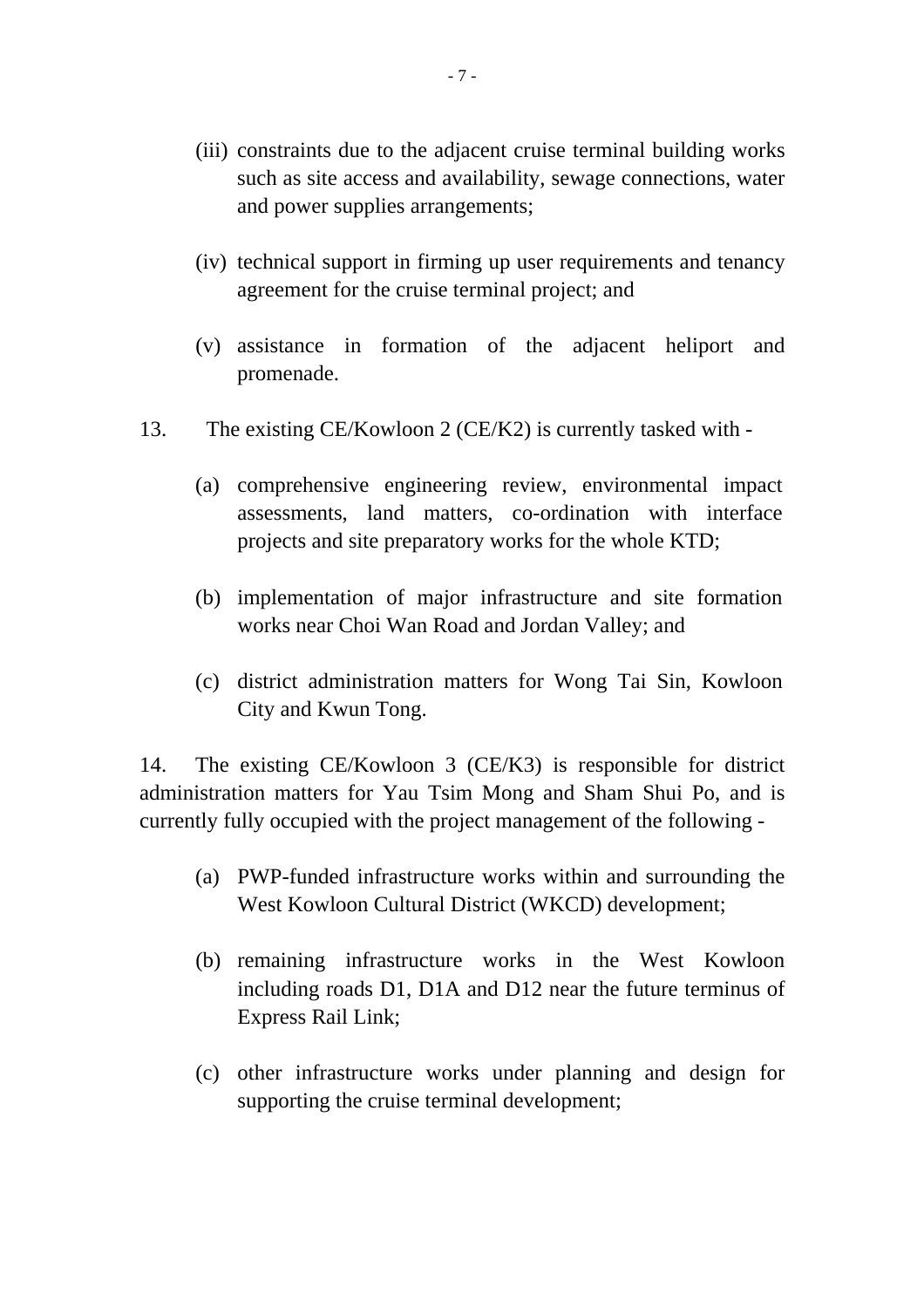(iii) constraints due to the adjacent cruise terminal building works such as site access and availability, sewage connections, water and power supplies arrangements;

(iv) technical support in firming up user requirements and tenancy agreement for the cruise terminal project; and

(v) assistance in formation of the adjacent heliport and promenade.

13. The existing CE/Kowloon 2 (CE/K2) is currently tasked with -

(a) comprehensive engineering review, environmental impact assessments, land matters, co-ordination with interface projects and site preparatory works for the whole KTD;

(b) implementation of major infrastructure and site formation works near Choi Wan Road and Jordan Valley; and

(c) district administration matters for Wong Tai Sin, Kowloon City and Kwun Tong.

14. The existing CE/Kowloon 3 (CE/K3) is responsible for district administration matters for Yau Tsim Mong and Sham Shui Po, and is currently fully occupied with the project management of the following -

(a) PWP-funded infrastructure works within and surrounding the West Kowloon Cultural District (WKCD) development;

(b) remaining infrastructure works in the West Kowloon including roads D1, D1A and D12 near the future terminus of Express Rail Link;

(c) other infrastructure works under planning and design for supporting the cruise terminal development;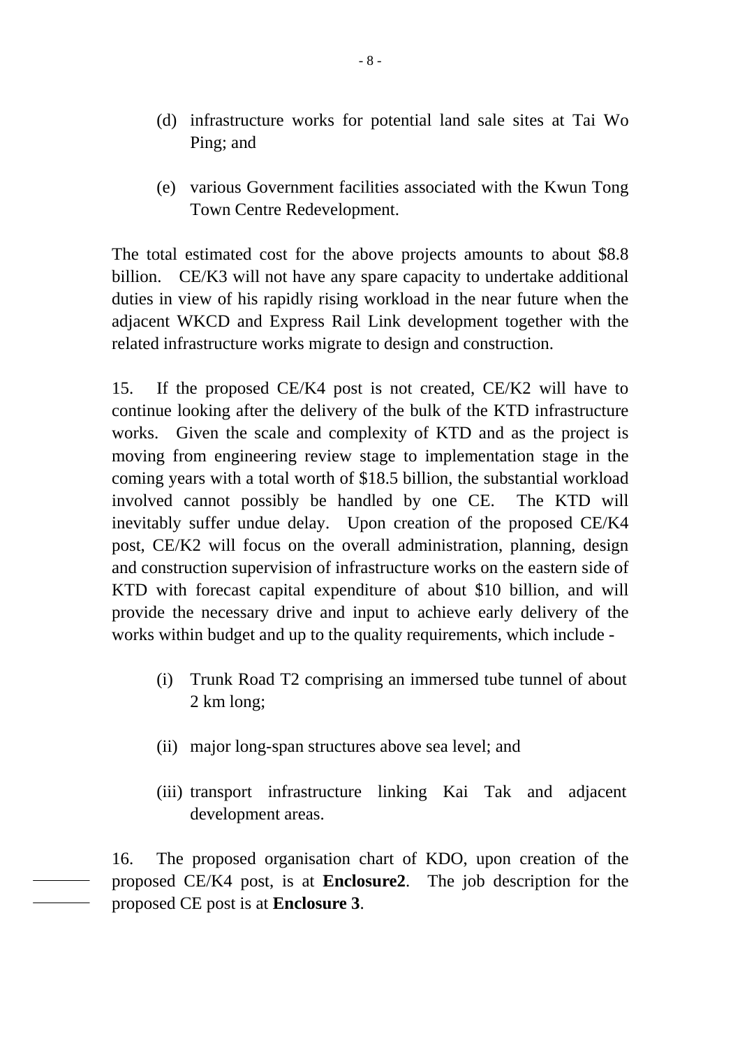(d) infrastructure works for potential land sale sites at Tai Wo Ping; and

(e) various Government facilities associated with the Kwun Tong Town Centre Redevelopment.

The total estimated cost for the above projects amounts to about $8.8 billion. CE/K3 will not have any spare capacity to undertake additional duties in view of his rapidly rising workload in the near future when the adjacent WKCD and Express Rail Link development together with the related infrastructure works migrate to design and construction.

15. If the proposed CE/K4 post is not created, CE/K2 will have to continue looking after the delivery of the bulk of the KTD infrastructure works. Given the scale and complexity of KTD and as the project is moving from engineering review stage to implementation stage in the coming years with a total worth of $18.5 billion, the substantial workload involved cannot possibly be handled by one CE. The KTD will inevitably suffer undue delay. Upon creation of the proposed CE/K4 post, CE/K2 will focus on the overall administration, planning, design and construction supervision of infrastructure works on the eastern side of KTD with forecast capital expenditure of about $10 billion, and will provide the necessary drive and input to achieve early delivery of the works within budget and up to the quality requirements, which include -

(i) Trunk Road T2 comprising an immersed tube tunnel of about 2 km long;

(ii) major long-span structures above sea level; and

(iii) transport infrastructure linking Kai Tak and adjacent development areas.

16. The proposed organisation chart of KDO, upon creation of the proposed CE/K4 post, is at **Enclosure2**. The job description for the proposed CE post is at **Enclosure 3**.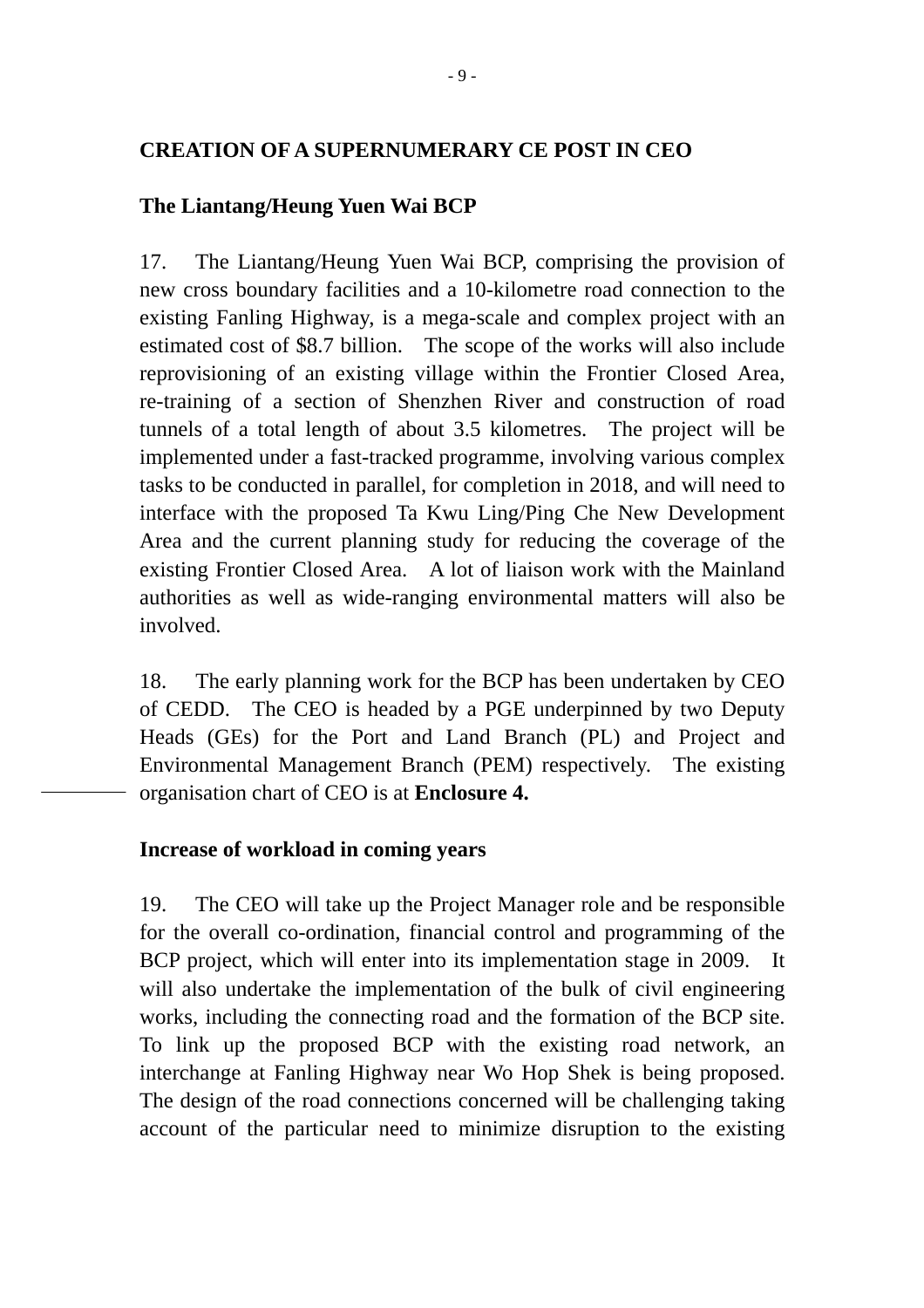**CREATION OF A SUPERNUMERARY CE POST IN CEO**

**The Liantang/Heung Yuen Wai BCP**

17. The Liantang/Heung Yuen Wai BCP, comprising the provision of new cross boundary facilities and a 10-kilometre road connection to the existing Fanling Highway, is a mega-scale and complex project with an estimated cost of $8.7 billion. The scope of the works will also include reprovisioning of an existing village within the Frontier Closed Area, re-training of a section of Shenzhen River and construction of road tunnels of a total length of about 3.5 kilometres. The project will be implemented under a fast-tracked programme, involving various complex tasks to be conducted in parallel, for completion in 2018, and will need to interface with the proposed Ta Kwu Ling/Ping Che New Development Area and the current planning study for reducing the coverage of the existing Frontier Closed Area. A lot of liaison work with the Mainland authorities as well as wide-ranging environmental matters will also be involved.

18. The early planning work for the BCP has been undertaken by CEO of CEDD. The CEO is headed by a PGE underpinned by two Deputy Heads (GEs) for the Port and Land Branch (PL) and Project and Environmental Management Branch (PEM) respectively. The existing organisation chart of CEO is at **Enclosure 4.**

**Increase of workload in coming years**

19. The CEO will take up the Project Manager role and be responsible for the overall co-ordination, financial control and programming of the BCP project, which will enter into its implementation stage in 2009. It will also undertake the implementation of the bulk of civil engineering works, including the connecting road and the formation of the BCP site. To link up the proposed BCP with the existing road network, an interchange at Fanling Highway near Wo Hop Shek is being proposed. The design of the road connections concerned will be challenging taking account of the particular need to minimize disruption to the existing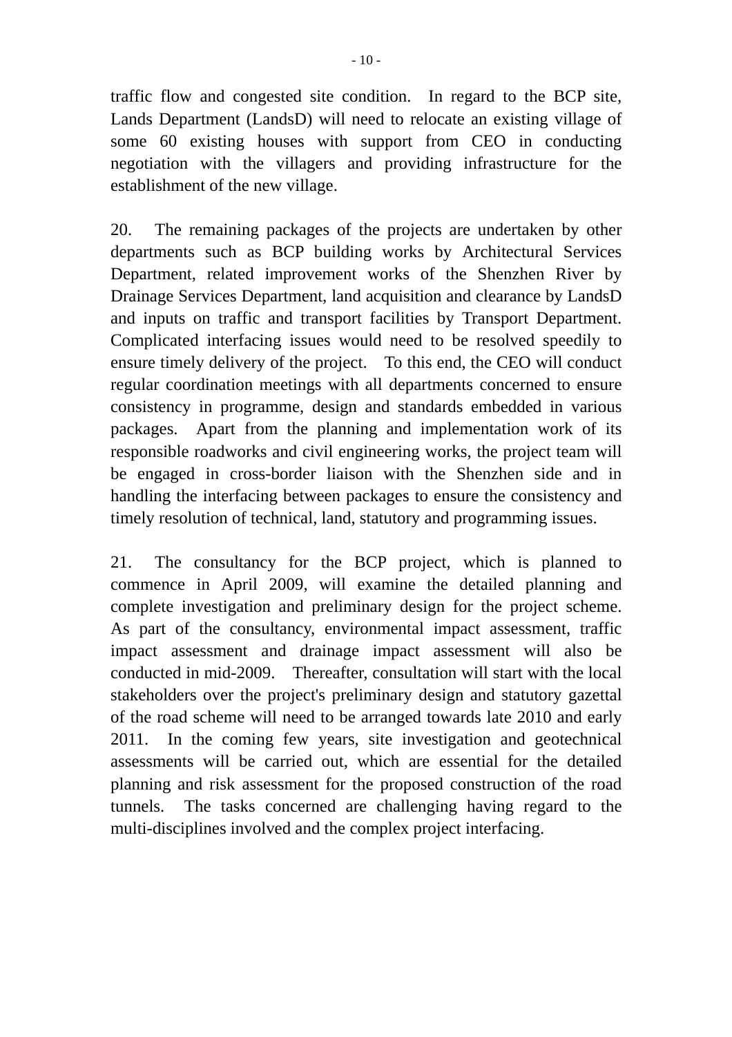traffic flow and congested site condition. In regard to the BCP site, Lands Department (LandsD) will need to relocate an existing village of some 60 existing houses with support from CEO in conducting negotiation with the villagers and providing infrastructure for the establishment of the new village.

20. The remaining packages of the projects are undertaken by other departments such as BCP building works by Architectural Services Department, related improvement works of the Shenzhen River by Drainage Services Department, land acquisition and clearance by LandsD and inputs on traffic and transport facilities by Transport Department. Complicated interfacing issues would need to be resolved speedily to ensure timely delivery of the project. To this end, the CEO will conduct regular coordination meetings with all departments concerned to ensure consistency in programme, design and standards embedded in various packages. Apart from the planning and implementation work of its responsible roadworks and civil engineering works, the project team will be engaged in cross-border liaison with the Shenzhen side and in handling the interfacing between packages to ensure the consistency and timely resolution of technical, land, statutory and programming issues.

21. The consultancy for the BCP project, which is planned to commence in April 2009, will examine the detailed planning and complete investigation and preliminary design for the project scheme. As part of the consultancy, environmental impact assessment, traffic impact assessment and drainage impact assessment will also be conducted in mid-2009. Thereafter, consultation will start with the local stakeholders over the project's preliminary design and statutory gazettal of the road scheme will need to be arranged towards late 2010 and early 2011. In the coming few years, site investigation and geotechnical assessments will be carried out, which are essential for the detailed planning and risk assessment for the proposed construction of the road tunnels. The tasks concerned are challenging having regard to the multi-disciplines involved and the complex project interfacing.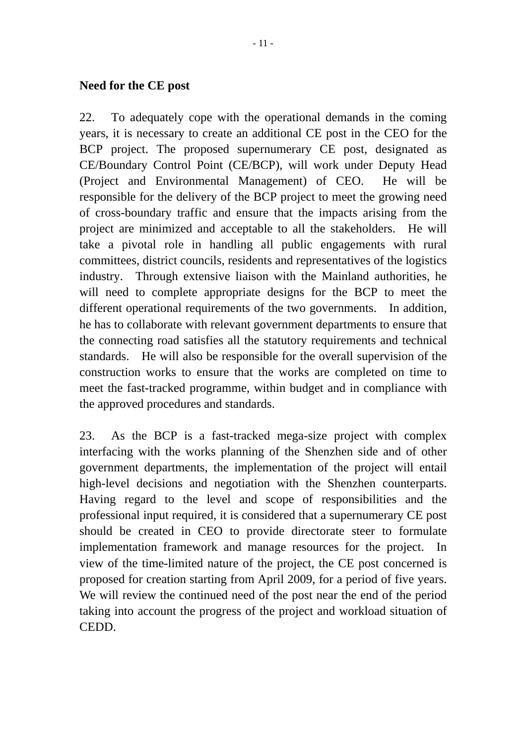**Need for the CE post**

22. To adequately cope with the operational demands in the coming years, it is necessary to create an additional CE post in the CEO for the BCP project. The proposed supernumerary CE post, designated as CE/Boundary Control Point (CE/BCP), will work under Deputy Head (Project and Environmental Management) of CEO. He will be responsible for the delivery of the BCP project to meet the growing need of cross-boundary traffic and ensure that the impacts arising from the project are minimized and acceptable to all the stakeholders. He will take a pivotal role in handling all public engagements with rural committees, district councils, residents and representatives of the logistics industry. Through extensive liaison with the Mainland authorities, he will need to complete appropriate designs for the BCP to meet the different operational requirements of the two governments. In addition, he has to collaborate with relevant government departments to ensure that the connecting road satisfies all the statutory requirements and technical standards. He will also be responsible for the overall supervision of the construction works to ensure that the works are completed on time to meet the fast-tracked programme, within budget and in compliance with the approved procedures and standards.

23. As the BCP is a fast-tracked mega-size project with complex interfacing with the works planning of the Shenzhen side and of other government departments, the implementation of the project will entail high-level decisions and negotiation with the Shenzhen counterparts. Having regard to the level and scope of responsibilities and the professional input required, it is considered that a supernumerary CE post should be created in CEO to provide directorate steer to formulate implementation framework and manage resources for the project. In view of the time-limited nature of the project, the CE post concerned is proposed for creation starting from April 2009, for a period of five years. We will review the continued need of the post near the end of the period taking into account the progress of the project and workload situation of CEDD.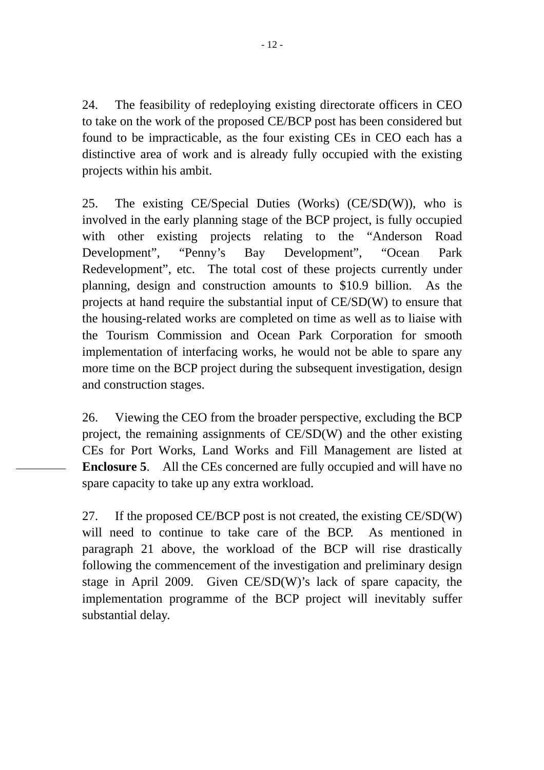24. The feasibility of redeploying existing directorate officers in CEO to take on the work of the proposed CE/BCP post has been considered but found to be impracticable, as the four existing CEs in CEO each has a distinctive area of work and is already fully occupied with the existing projects within his ambit.

25. The existing CE/Special Duties (Works) (CE/SD(W)), who is involved in the early planning stage of the BCP project, is fully occupied with other existing projects relating to the "Anderson Road Development", "Penny's Bay Development", "Ocean Park Redevelopment", etc. The total cost of these projects currently under planning, design and construction amounts to $10.9 billion. As the projects at hand require the substantial input of CE/SD(W) to ensure that the housing-related works are completed on time as well as to liaise with the Tourism Commission and Ocean Park Corporation for smooth implementation of interfacing works, he would not be able to spare any more time on the BCP project during the subsequent investigation, design and construction stages.

26. Viewing the CEO from the broader perspective, excluding the BCP project, the remaining assignments of CE/SD(W) and the other existing CEs for Port Works, Land Works and Fill Management are listed at **Enclosure 5**. All the CEs concerned are fully occupied and will have no spare capacity to take up any extra workload.

27. If the proposed CE/BCP post is not created, the existing CE/SD(W) will need to continue to take care of the BCP. As mentioned in paragraph 21 above, the workload of the BCP will rise drastically following the commencement of the investigation and preliminary design stage in April 2009. Given CE/SD(W)'s lack of spare capacity, the implementation programme of the BCP project will inevitably suffer substantial delay.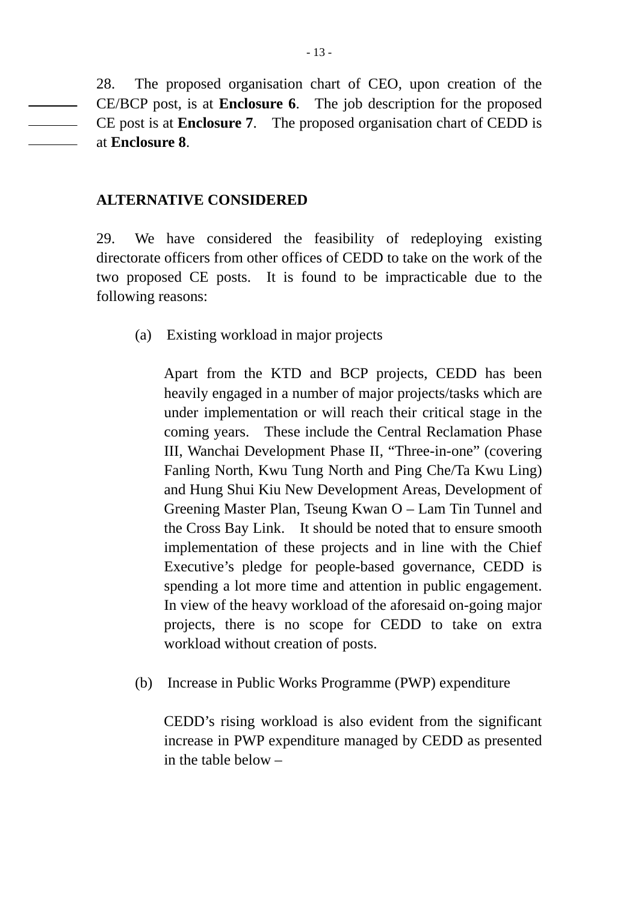28. The proposed organisation chart of CEO, upon creation of the CE/BCP post, is at **Enclosure 6**. The job description for the proposed CE post is at **Enclosure 7**. The proposed organisation chart of CEDD is at **Enclosure 8**.

**ALTERNATIVE CONSIDERED**

29. We have considered the feasibility of redeploying existing directorate officers from other offices of CEDD to take on the work of the two proposed CE posts. It is found to be impracticable due to the following reasons:

(a) Existing workload in major projects

Apart from the KTD and BCP projects, CEDD has been heavily engaged in a number of major projects/tasks which are under implementation or will reach their critical stage in the coming years. These include the Central Reclamation Phase III, Wanchai Development Phase II, “Three-in-one” (covering Fanling North, Kwu Tung North and Ping Che/Ta Kwu Ling) and Hung Shui Kiu New Development Areas, Development of Greening Master Plan, Tseung Kwan O – Lam Tin Tunnel and the Cross Bay Link. It should be noted that to ensure smooth implementation of these projects and in line with the Chief Executive’s pledge for people-based governance, CEDD is spending a lot more time and attention in public engagement. In view of the heavy workload of the aforesaid on-going major projects, there is no scope for CEDD to take on extra workload without creation of posts.

(b) Increase in Public Works Programme (PWP) expenditure

CEDD’s rising workload is also evident from the significant increase in PWP expenditure managed by CEDD as presented in the table below –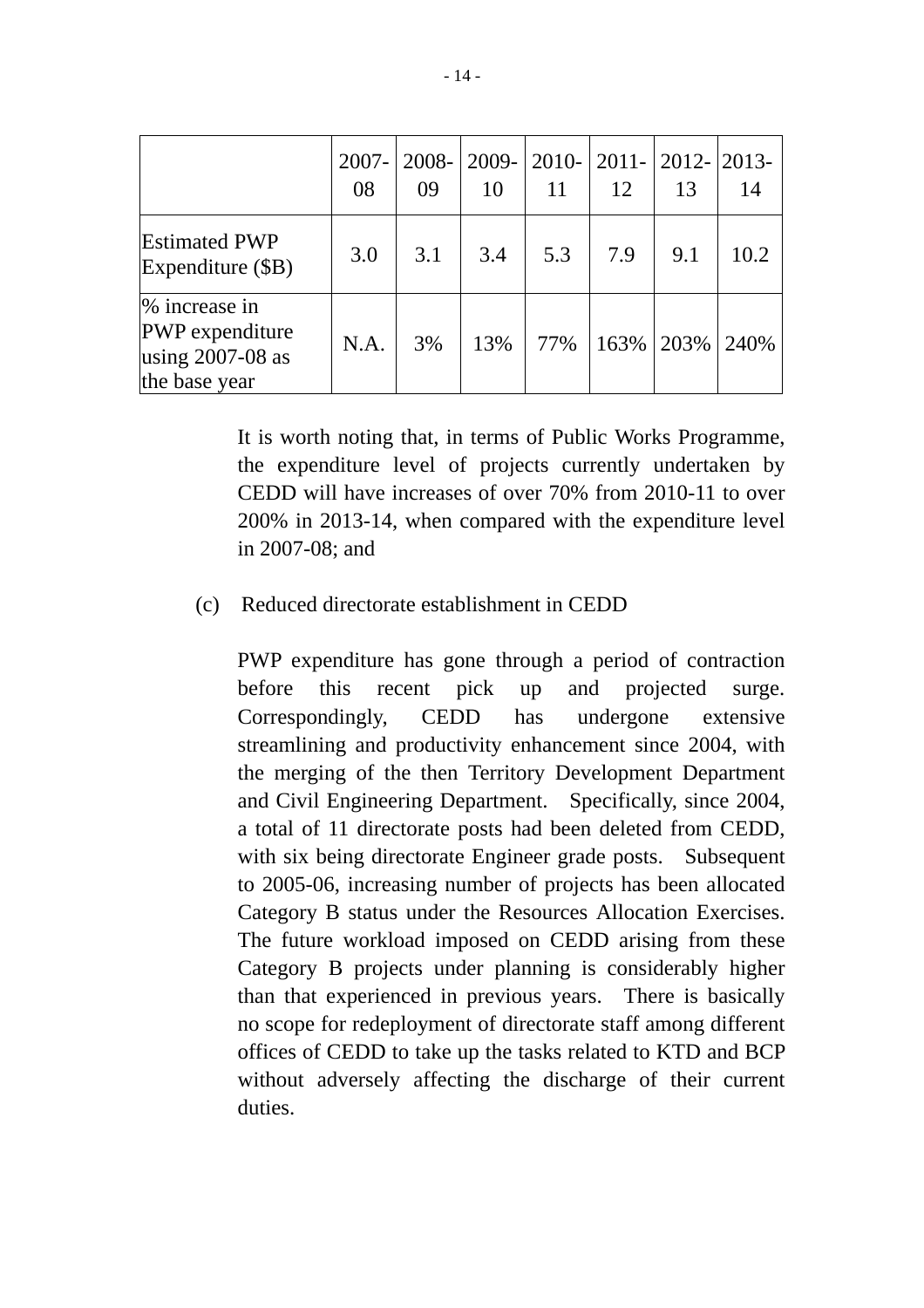| | 2007-08 | 2008-09 | 2009-10 | 2010-11 | 2011-12 | 2012-13 | 2013-14 |
|---|---|---|---|---|---|---|---|
| Estimated PWP Expenditure ($B) | 3.0 | 3.1 | 3.4 | 5.3 | 7.9 | 9.1 | 10.2 |
| % increase in PWP expenditure using 2007-08 as the base year | N.A. | 3% | 13% | 77% | 163% | 203% | 240% |

It is worth noting that, in terms of Public Works Programme, the expenditure level of projects currently undertaken by CEDD will have increases of over 70% from 2010-11 to over 200% in 2013-14, when compared with the expenditure level in 2007-08; and

(c) Reduced directorate establishment in CEDD

PWP expenditure has gone through a period of contraction before this recent pick up and projected surge. Correspondingly, CEDD has undergone extensive streamlining and productivity enhancement since 2004, with the merging of the then Territory Development Department and Civil Engineering Department. Specifically, since 2004, a total of 11 directorate posts had been deleted from CEDD, with six being directorate Engineer grade posts. Subsequent to 2005-06, increasing number of projects has been allocated Category B status under the Resources Allocation Exercises. The future workload imposed on CEDD arising from these Category B projects under planning is considerably higher than that experienced in previous years. There is basically no scope for redeployment of directorate staff among different offices of CEDD to take up the tasks related to KTD and BCP without adversely affecting the discharge of their current duties.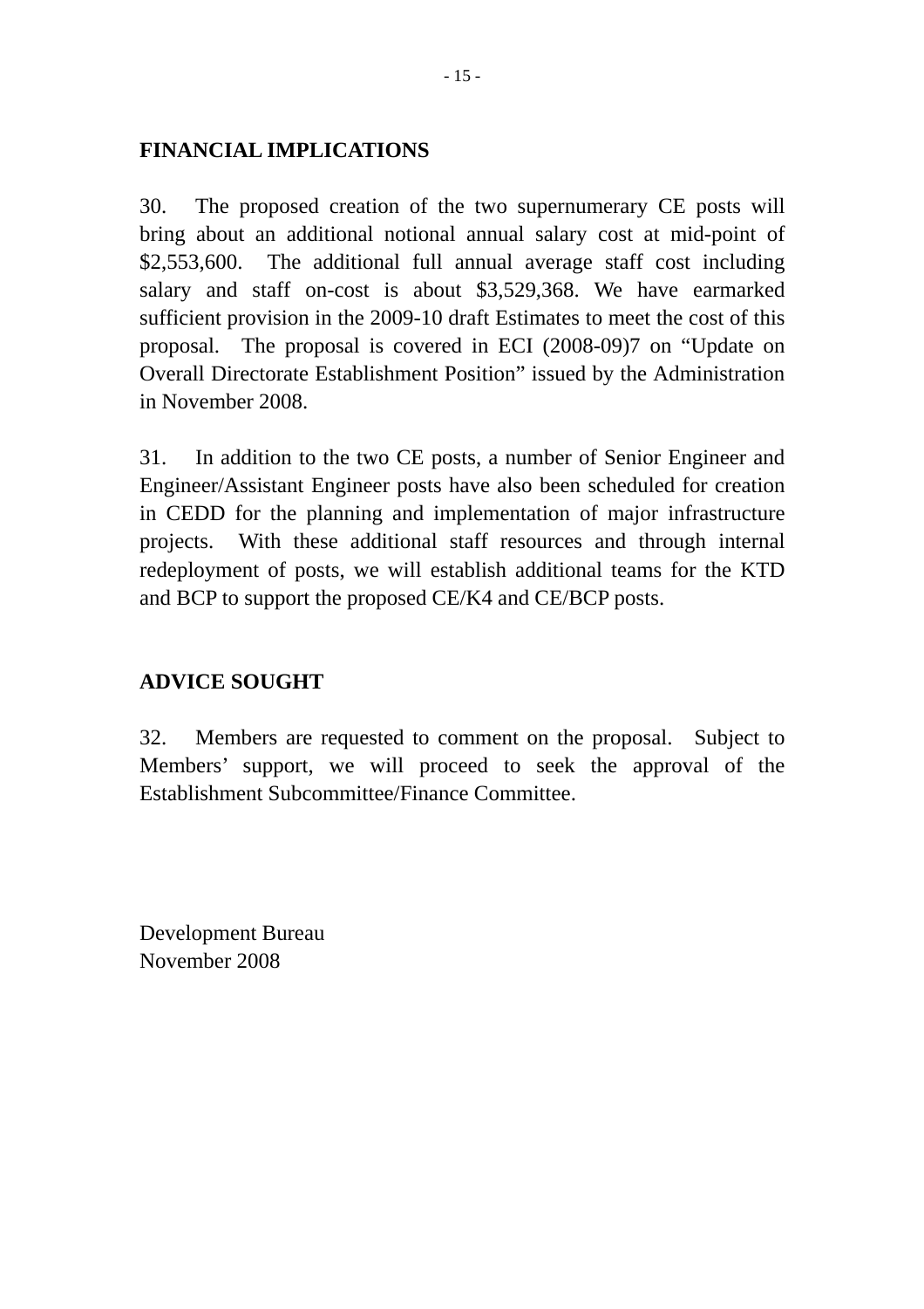## FINANCIAL IMPLICATIONS

30. The proposed creation of the two supernumerary CE posts will bring about an additional notional annual salary cost at mid-point of $2,553,600. The additional full annual average staff cost including salary and staff on-cost is about $3,529,368. We have earmarked sufficient provision in the 2009-10 draft Estimates to meet the cost of this proposal. The proposal is covered in ECI (2008-09)7 on "Update on Overall Directorate Establishment Position" issued by the Administration in November 2008.

31. In addition to the two CE posts, a number of Senior Engineer and Engineer/Assistant Engineer posts have also been scheduled for creation in CEDD for the planning and implementation of major infrastructure projects. With these additional staff resources and through internal redeployment of posts, we will establish additional teams for the KTD and BCP to support the proposed CE/K4 and CE/BCP posts.

## ADVICE SOUGHT

32. Members are requested to comment on the proposal. Subject to Members' support, we will proceed to seek the approval of the Establishment Subcommittee/Finance Committee.

Development Bureau
November 2008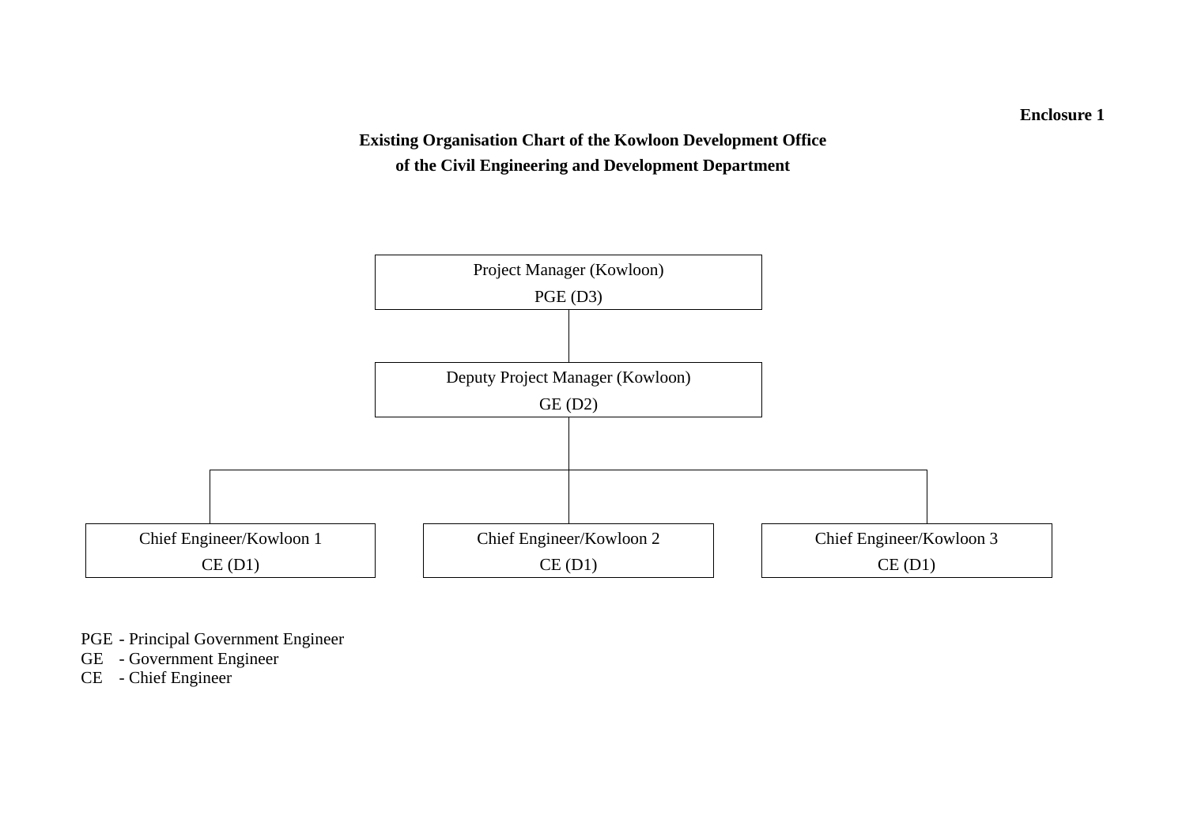**Enclosure 1**

**Existing Organisation Chart of the Kowloon Development Office of the Civil Engineering and Development Department**

Project Manager (Kowloon)
PGE (D3)

Deputy Project Manager (Kowloon)
GE (D2)

Chief Engineer/Kowloon 1
CE (D1)

Chief Engineer/Kowloon 2
CE (D1)

Chief Engineer/Kowloon 3
CE (D1)

PGE - Principal Government Engineer
GE - Government Engineer
CE - Chief Engineer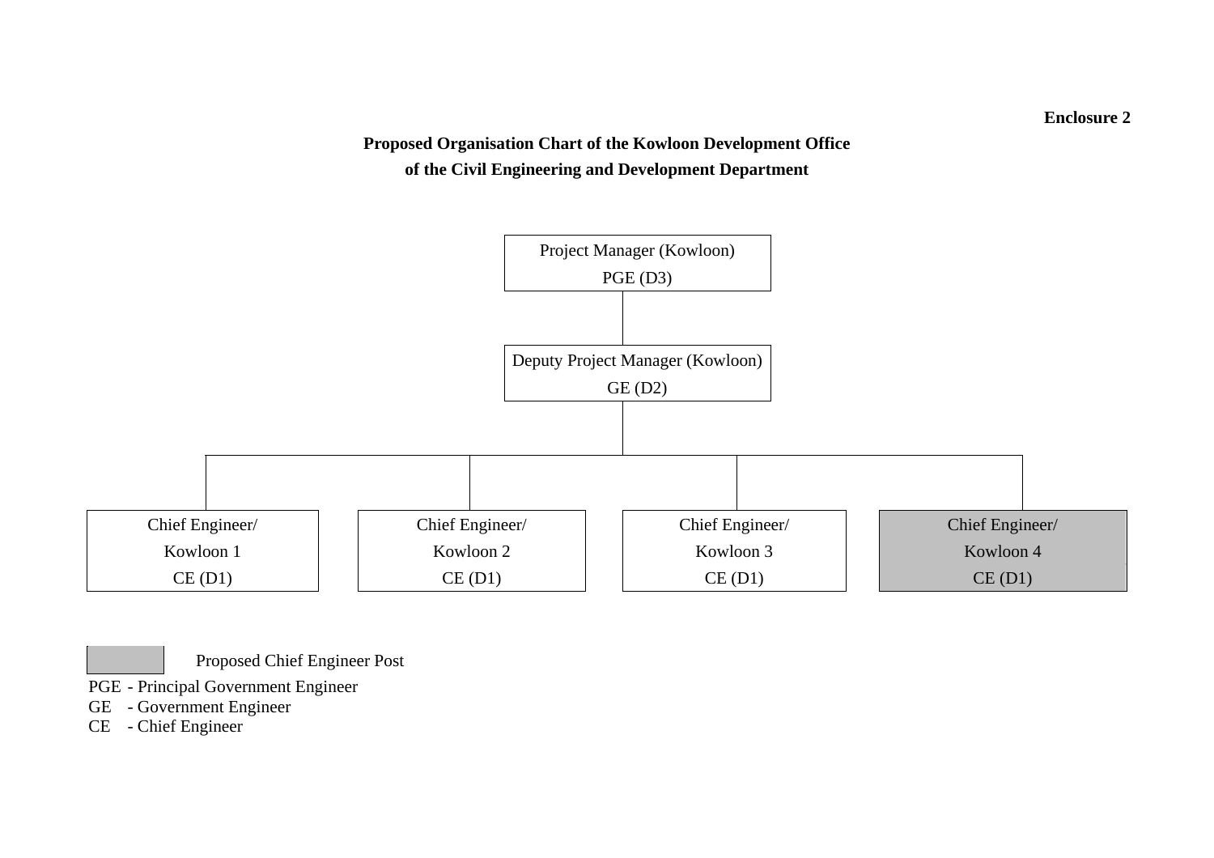**Enclosure 2**

**Proposed Organisation Chart of the Kowloon Development Office**
**of the Civil Engineering and Development Department**

Project Manager (Kowloon)
PGE (D3)

Deputy Project Manager (Kowloon)
GE (D2)

| Chief Engineer/ Kowloon 1 CE (D1) | Chief Engineer/ Kowloon 2 CE (D1) | Chief Engineer/ Kowloon 3 CE (D1) | Chief Engineer/ Kowloon 4 CE (D1) (shaded) |
|---|---|---|---|

(Shaded box) Proposed Chief Engineer Post

PGE - Principal Government Engineer
GE - Government Engineer
CE - Chief Engineer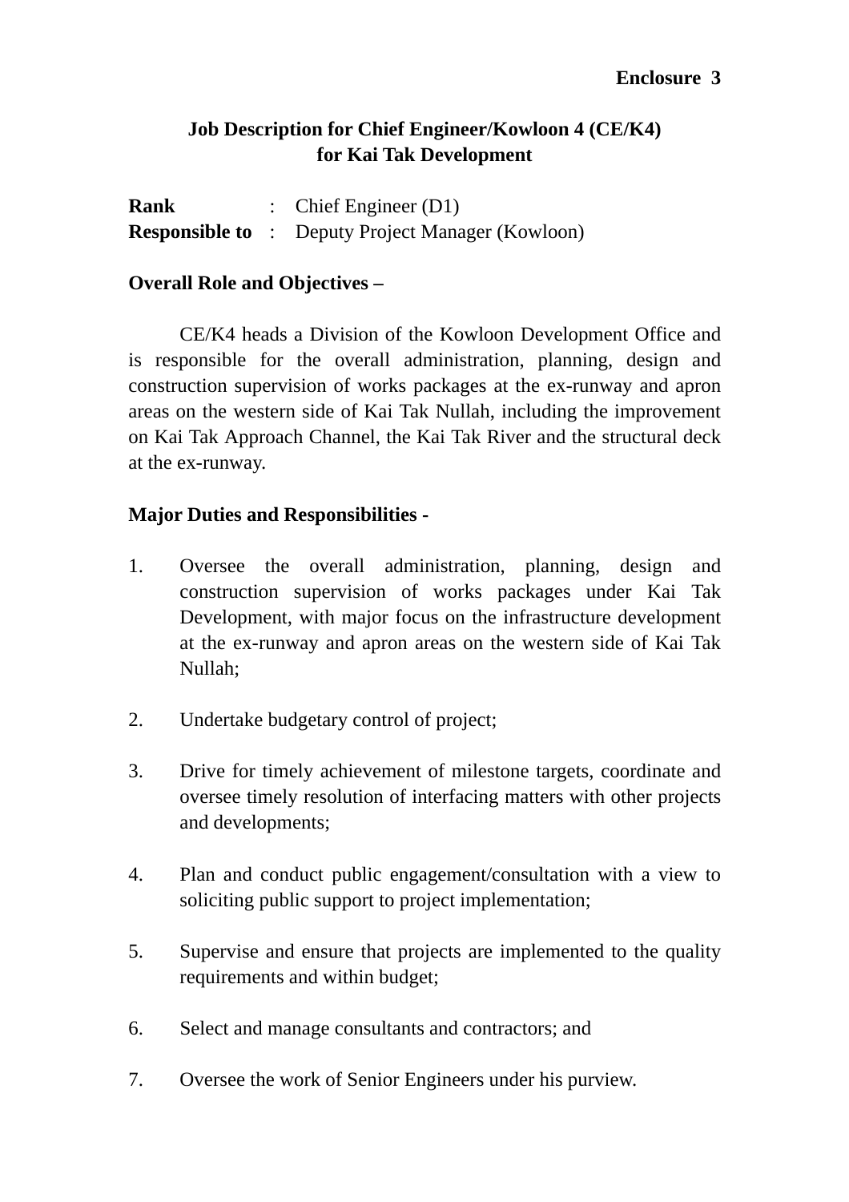**Enclosure 3**

# Job Description for Chief Engineer/Kowloon 4 (CE/K4) for Kai Tak Development

**Rank** : Chief Engineer (D1)
**Responsible to** : Deputy Project Manager (Kowloon)

**Overall Role and Objectives –**

CE/K4 heads a Division of the Kowloon Development Office and is responsible for the overall administration, planning, design and construction supervision of works packages at the ex-runway and apron areas on the western side of Kai Tak Nullah, including the improvement on Kai Tak Approach Channel, the Kai Tak River and the structural deck at the ex-runway.

**Major Duties and Responsibilities -**

1. Oversee the overall administration, planning, design and construction supervision of works packages under Kai Tak Development, with major focus on the infrastructure development at the ex-runway and apron areas on the western side of Kai Tak Nullah;

2. Undertake budgetary control of project;

3. Drive for timely achievement of milestone targets, coordinate and oversee timely resolution of interfacing matters with other projects and developments;

4. Plan and conduct public engagement/consultation with a view to soliciting public support to project implementation;

5. Supervise and ensure that projects are implemented to the quality requirements and within budget;

6. Select and manage consultants and contractors; and

7. Oversee the work of Senior Engineers under his purview.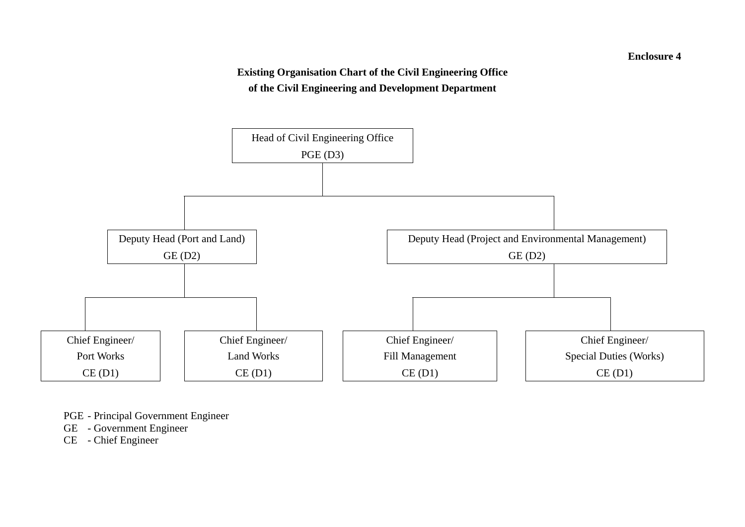**Enclosure 4**

**Existing Organisation Chart of the Civil Engineering Office of the Civil Engineering and Development Department**

- Head of Civil Engineering Office
  PGE (D3)
  - Deputy Head (Port and Land)
    GE (D2)
    - Chief Engineer/
      Port Works
      CE (D1)
    - Chief Engineer/
      Land Works
      CE (D1)
  - Deputy Head (Project and Environmental Management)
    GE (D2)
    - Chief Engineer/
      Fill Management
      CE (D1)
    - Chief Engineer/
      Special Duties (Works)
      CE (D1)

PGE - Principal Government Engineer
GE - Government Engineer
CE - Chief Engineer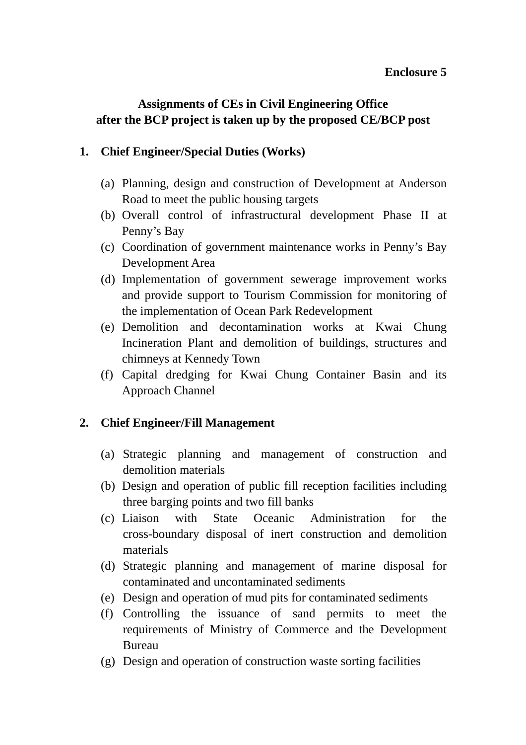**Enclosure 5**

## Assignments of CEs in Civil Engineering Office after the BCP project is taken up by the proposed CE/BCP post

### 1. Chief Engineer/Special Duties (Works)

(a) Planning, design and construction of Development at Anderson Road to meet the public housing targets

(b) Overall control of infrastructural development Phase II at Penny's Bay

(c) Coordination of government maintenance works in Penny's Bay Development Area

(d) Implementation of government sewerage improvement works and provide support to Tourism Commission for monitoring of the implementation of Ocean Park Redevelopment

(e) Demolition and decontamination works at Kwai Chung Incineration Plant and demolition of buildings, structures and chimneys at Kennedy Town

(f) Capital dredging for Kwai Chung Container Basin and its Approach Channel

### 2. Chief Engineer/Fill Management

(a) Strategic planning and management of construction and demolition materials

(b) Design and operation of public fill reception facilities including three barging points and two fill banks

(c) Liaison with State Oceanic Administration for the cross-boundary disposal of inert construction and demolition materials

(d) Strategic planning and management of marine disposal for contaminated and uncontaminated sediments

(e) Design and operation of mud pits for contaminated sediments

(f) Controlling the issuance of sand permits to meet the requirements of Ministry of Commerce and the Development Bureau

(g) Design and operation of construction waste sorting facilities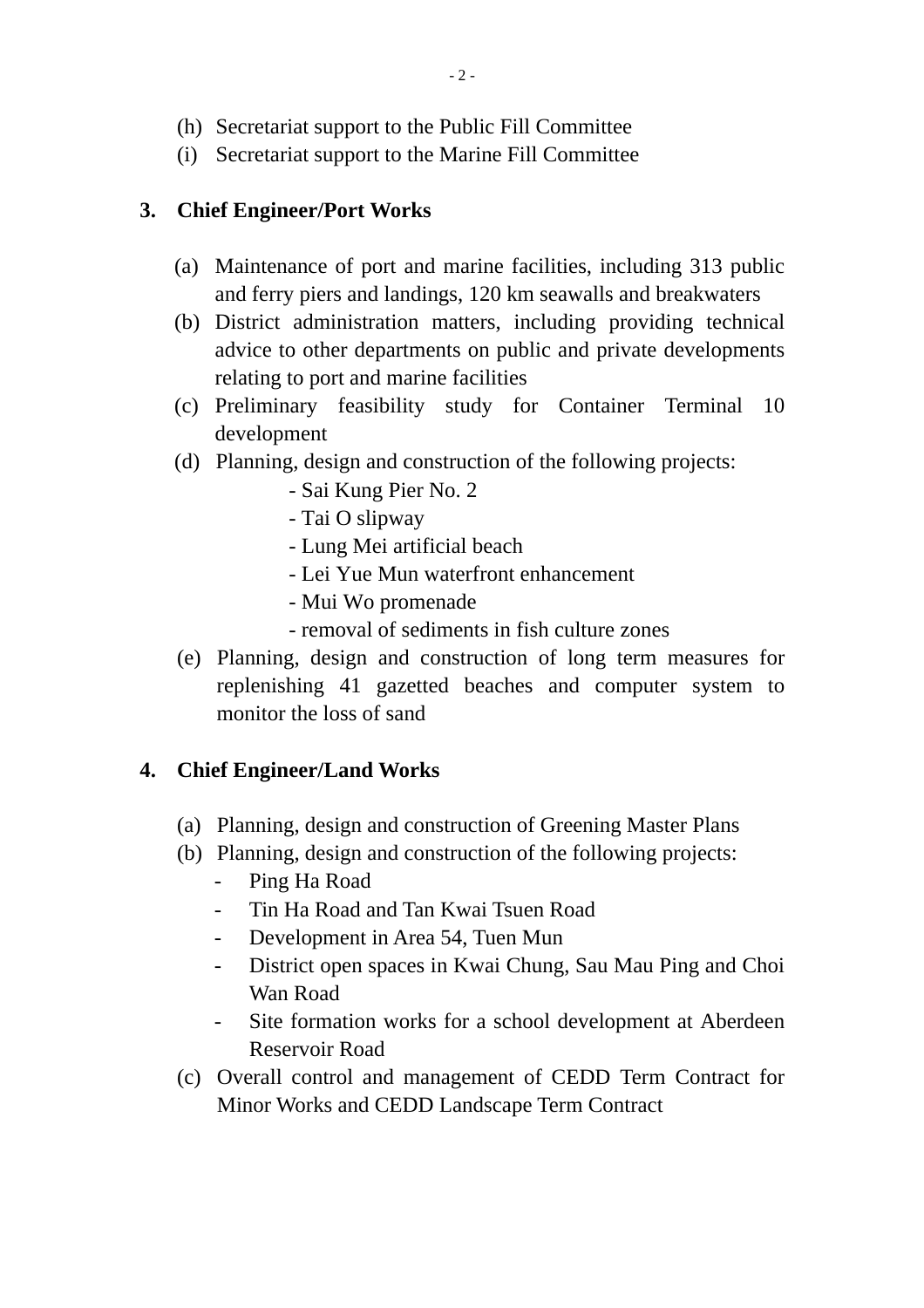(h) Secretariat support to the Public Fill Committee
(i) Secretariat support to the Marine Fill Committee

**3. Chief Engineer/Port Works**

(a) Maintenance of port and marine facilities, including 313 public and ferry piers and landings, 120 km seawalls and breakwaters
(b) District administration matters, including providing technical advice to other departments on public and private developments relating to port and marine facilities
(c) Preliminary feasibility study for Container Terminal 10 development
(d) Planning, design and construction of the following projects:
- Sai Kung Pier No. 2
- Tai O slipway
- Lung Mei artificial beach
- Lei Yue Mun waterfront enhancement
- Mui Wo promenade
- removal of sediments in fish culture zones

(e) Planning, design and construction of long term measures for replenishing 41 gazetted beaches and computer system to monitor the loss of sand

**4. Chief Engineer/Land Works**

(a) Planning, design and construction of Greening Master Plans
(b) Planning, design and construction of the following projects:
- Ping Ha Road
- Tin Ha Road and Tan Kwai Tsuen Road
- Development in Area 54, Tuen Mun
- District open spaces in Kwai Chung, Sau Mau Ping and Choi Wan Road
- Site formation works for a school development at Aberdeen Reservoir Road

(c) Overall control and management of CEDD Term Contract for Minor Works and CEDD Landscape Term Contract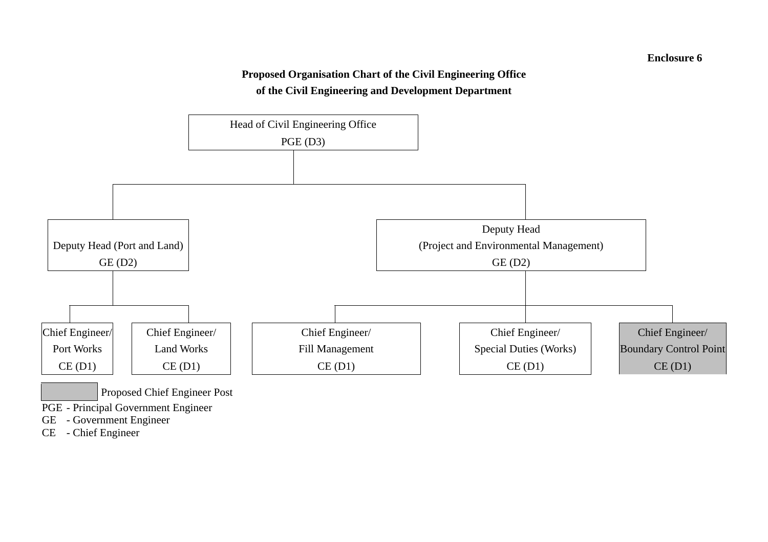**Enclosure 6**

**Proposed Organisation Chart of the Civil Engineering Office**
**of the Civil Engineering and Development Department**

- Head of Civil Engineering Office
  PGE (D3)
  - Deputy Head (Port and Land)
    GE (D2)
    - Chief Engineer/
      Port Works
      CE (D1)
    - Chief Engineer/
      Land Works
      CE (D1)
  - Deputy Head
    (Project and Environmental Management)
    GE (D2)
    - Chief Engineer/
      Fill Management
      CE (D1)
    - Chief Engineer/
      Special Duties (Works)
      CE (D1)
    - Chief Engineer/
      Boundary Control Point
      CE (D1) [shaded]

[shaded box] Proposed Chief Engineer Post

PGE - Principal Government Engineer
GE - Government Engineer
CE - Chief Engineer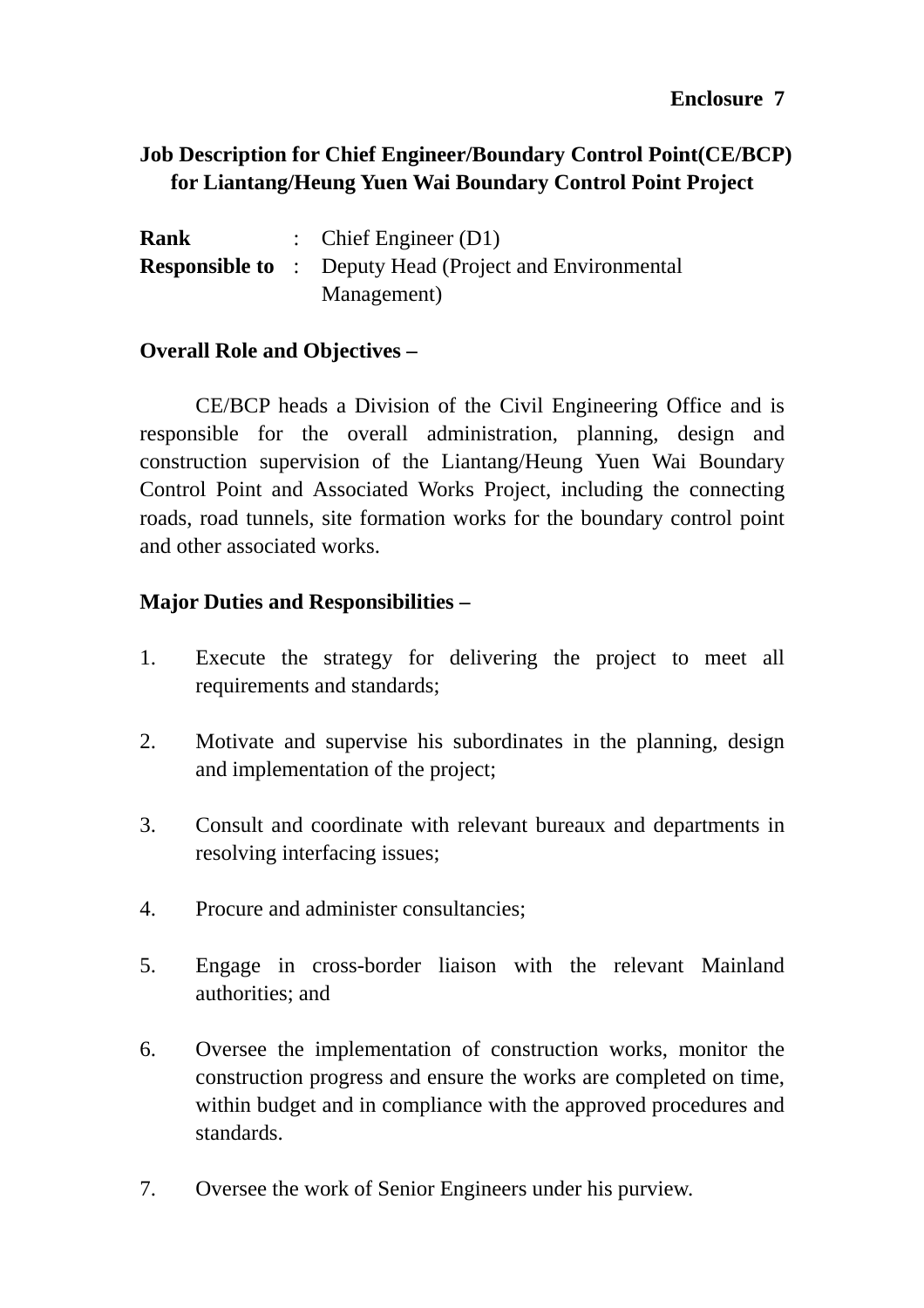**Enclosure 7**

**Job Description for Chief Engineer/Boundary Control Point(CE/BCP) for Liantang/Heung Yuen Wai Boundary Control Point Project**

**Rank** : Chief Engineer (D1)
**Responsible to** : Deputy Head (Project and Environmental Management)

**Overall Role and Objectives –**

CE/BCP heads a Division of the Civil Engineering Office and is responsible for the overall administration, planning, design and construction supervision of the Liantang/Heung Yuen Wai Boundary Control Point and Associated Works Project, including the connecting roads, road tunnels, site formation works for the boundary control point and other associated works.

**Major Duties and Responsibilities –**

1. Execute the strategy for delivering the project to meet all requirements and standards;

2. Motivate and supervise his subordinates in the planning, design and implementation of the project;

3. Consult and coordinate with relevant bureaux and departments in resolving interfacing issues;

4. Procure and administer consultancies;

5. Engage in cross-border liaison with the relevant Mainland authorities; and

6. Oversee the implementation of construction works, monitor the construction progress and ensure the works are completed on time, within budget and in compliance with the approved procedures and standards.

7. Oversee the work of Senior Engineers under his purview.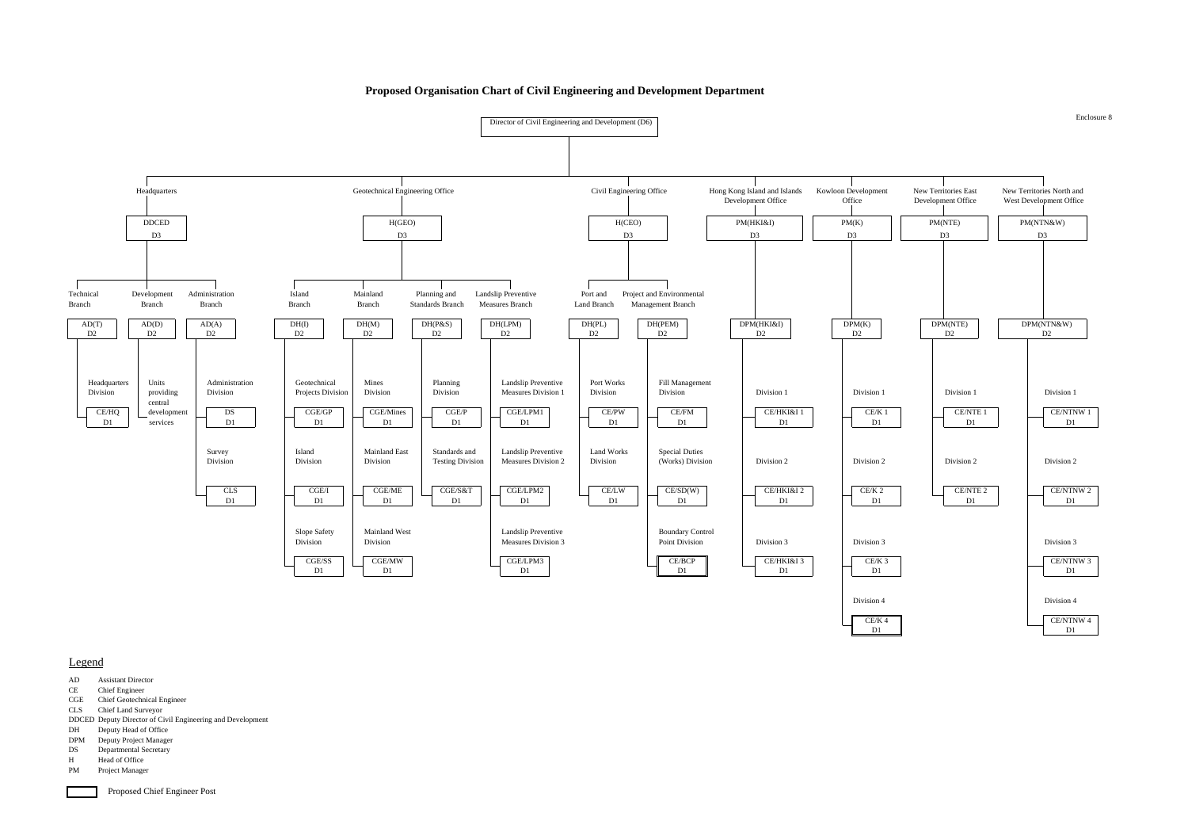Enclosure 8

# Proposed Organisation Chart of Civil Engineering and Development Department

Director of Civil Engineering and Development (D6)

**Headquarters** — DDCED D3
- Technical Branch — AD(T) D2
  - Headquarters Division — CE/HQ D1
- Development Branch — AD(D) D2
  - Units providing central development services
- Administration Branch — AD(A) D2
  - Administration Division — DS D1
  - Survey Division — CLS D1

**Geotechnical Engineering Office** — H(GEO) D3
- Island Branch — DH(I) D2
  - Geotechnical Projects Division — CGE/GP D1
  - Island Division — CGE/I D1
  - Slope Safety Division — CGE/SS D1
- Mainland Branch — DH(M) D2
  - Mines Division — CGE/Mines D1
  - Mainland East Division — CGE/ME D1
  - Mainland West Division — CGE/MW D1
- Planning and Standards Branch — DH(P&S) D2
  - Planning Division — CGE/P D1
  - Standards and Testing Division — CGE/S&T D1
- Landslip Preventive Measures Branch — DH(LPM) D2
  - Landslip Preventive Measures Division 1 — CGE/LPM1 D1
  - Landslip Preventive Measures Division 2 — CGE/LPM2 D1
  - Landslip Preventive Measures Division 3 — CGE/LPM3 D1

**Civil Engineering Office** — H(CEO) D3
- Port and Land Branch — DH(PL) D2
  - Port Works Division — CE/PW D1
  - Land Works Division — CE/LW D1
- Project and Environmental Management Branch — DH(PEM) D2
  - Fill Management Division — CE/FM D1
  - Special Duties (Works) Division — CE/SD(W) D1
  - Boundary Control Point Division — CE/BCP D1 (Proposed Chief Engineer Post)

**Hong Kong Island and Islands Development Office** — PM(HKI&I) D3
- DPM(HKI&I) D2
  - Division 1 — CE/HKI&I 1 D1
  - Division 2 — CE/HKI&I 2 D1
  - Division 3 — CE/HKI&I 3 D1

**Kowloon Development Office** — PM(K) D3
- DPM(K) D2
  - Division 1 — CE/K 1 D1
  - Division 2 — CE/K 2 D1
  - Division 3 — CE/K 3 D1
  - Division 4 — CE/K 4 D1 (Proposed Chief Engineer Post)

**New Territories East Development Office** — PM(NTE) D3
- DPM(NTE) D2
  - Division 1 — CE/NTE 1 D1
  - Division 2 — CE/NTE 2 D1

**New Territories North and West Development Office** — PM(NTN&W) D3
- DPM(NTN&W) D2
  - Division 1 — CE/NTNW 1 D1
  - Division 2 — CE/NTNW 2 D1
  - Division 3 — CE/NTNW 3 D1
  - Division 4 — CE/NTNW 4 D1

## Legend

| | |
|---|---|
| AD | Assistant Director |
| CE | Chief Engineer |
| CGE | Chief Geotechnical Engineer |
| CLS | Chief Land Surveyor |
| DDCED | Deputy Director of Civil Engineering and Development |
| DH | Deputy Head of Office |
| DPM | Deputy Project Manager |
| DS | Departmental Secretary |
| H | Head of Office |
| PM | Project Manager |

[Bold box] Proposed Chief Engineer Post